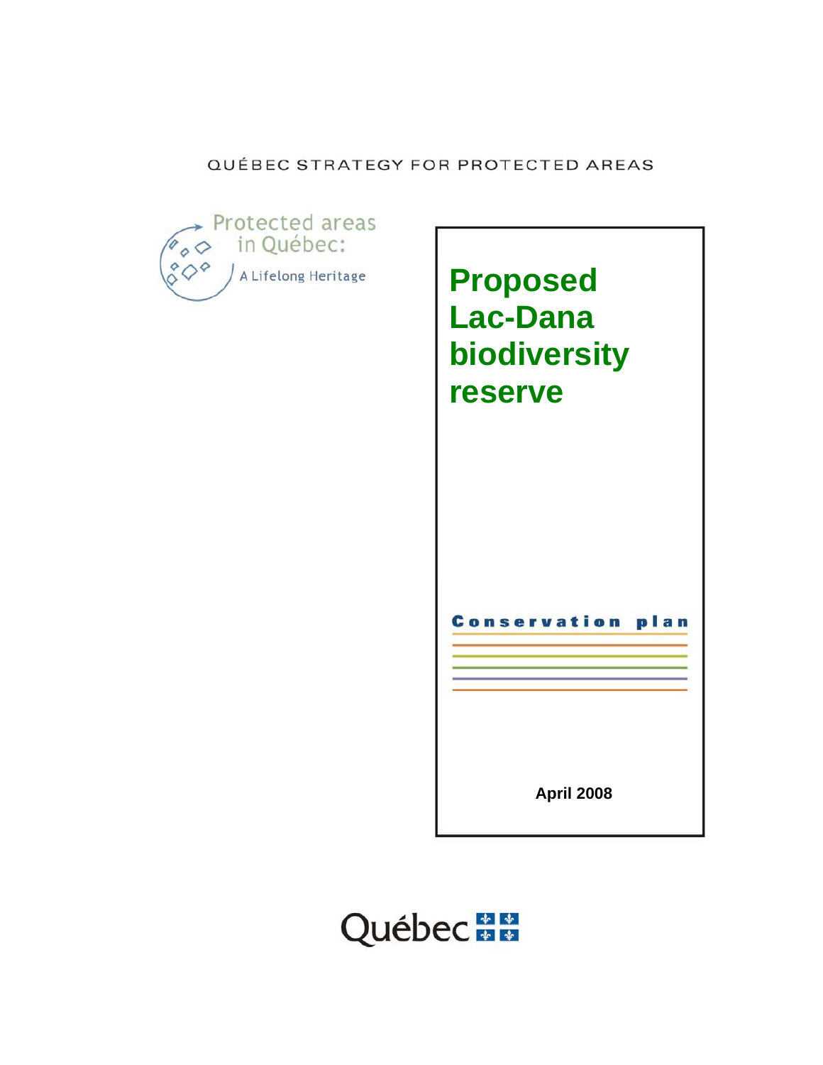QUÉBEC STRATEGY FOR PROTECTED AREAS

Protected areas in Québec: A Lifelong Heritage

# Proposed Lac-Dana biodiversity reserve

**Conservation plan**

**April 2008**

Québec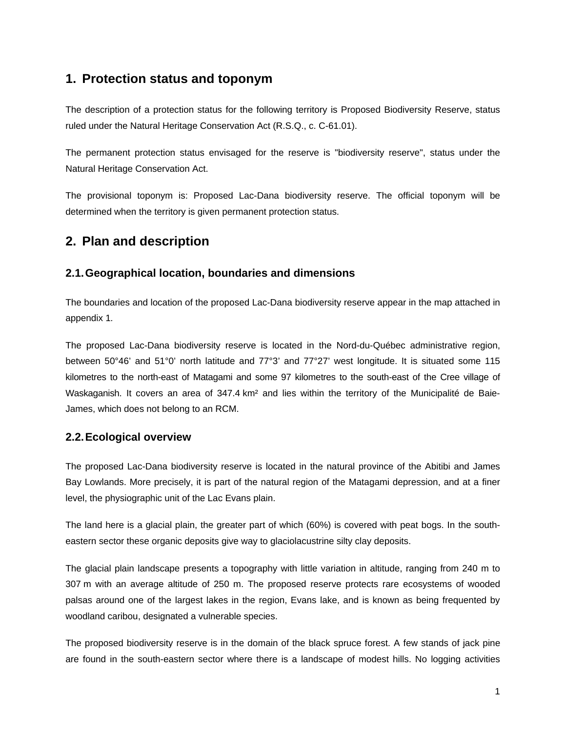# 1. Protection status and toponym

The description of a protection status for the following territory is Proposed Biodiversity Reserve, status ruled under the Natural Heritage Conservation Act (R.S.Q., c. C-61.01).

The permanent protection status envisaged for the reserve is "biodiversity reserve", status under the Natural Heritage Conservation Act.

The provisional toponym is: Proposed Lac-Dana biodiversity reserve. The official toponym will be determined when the territory is given permanent protection status.

# 2. Plan and description

## 2.1. Geographical location, boundaries and dimensions

The boundaries and location of the proposed Lac-Dana biodiversity reserve appear in the map attached in appendix 1.

The proposed Lac-Dana biodiversity reserve is located in the Nord-du-Québec administrative region, between 50°46’ and 51°0’ north latitude and 77°3’ and 77°27’ west longitude. It is situated some 115 kilometres to the north-east of Matagami and some 97 kilometres to the south-east of the Cree village of Waskaganish. It covers an area of 347.4 km² and lies within the territory of the Municipalité de Baie-James, which does not belong to an RCM.

## 2.2. Ecological overview

The proposed Lac-Dana biodiversity reserve is located in the natural province of the Abitibi and James Bay Lowlands. More precisely, it is part of the natural region of the Matagami depression, and at a finer level, the physiographic unit of the Lac Evans plain.

The land here is a glacial plain, the greater part of which (60%) is covered with peat bogs. In the south-eastern sector these organic deposits give way to glaciolacustrine silty clay deposits.

The glacial plain landscape presents a topography with little variation in altitude, ranging from 240 m to 307 m with an average altitude of 250 m. The proposed reserve protects rare ecosystems of wooded palsas around one of the largest lakes in the region, Evans lake, and is known as being frequented by woodland caribou, designated a vulnerable species.

The proposed biodiversity reserve is in the domain of the black spruce forest. A few stands of jack pine are found in the south-eastern sector where there is a landscape of modest hills. No logging activities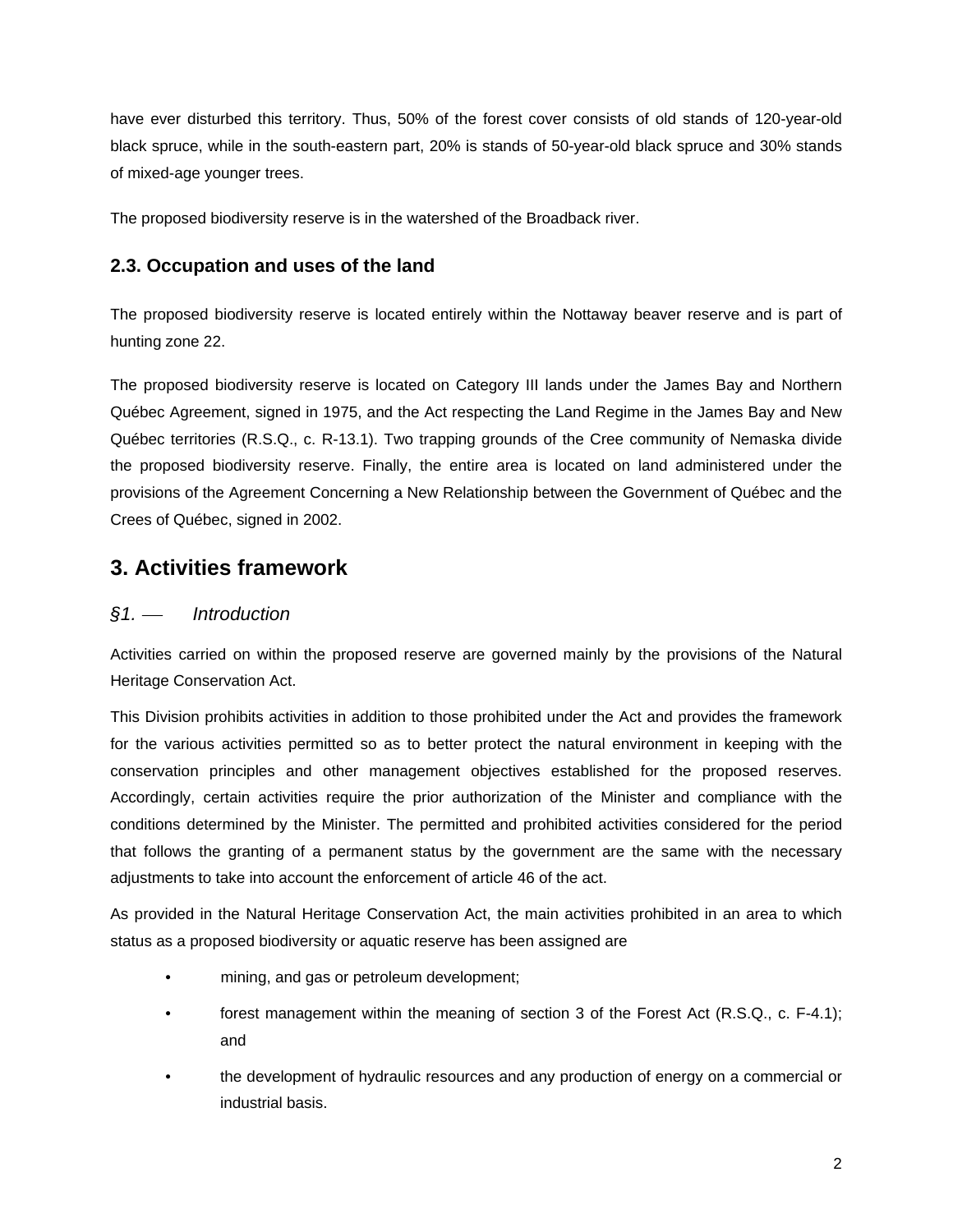have ever disturbed this territory. Thus, 50% of the forest cover consists of old stands of 120-year-old black spruce, while in the south-eastern part, 20% is stands of 50-year-old black spruce and 30% stands of mixed-age younger trees.

The proposed biodiversity reserve is in the watershed of the Broadback river.

### 2.3. Occupation and uses of the land

The proposed biodiversity reserve is located entirely within the Nottaway beaver reserve and is part of hunting zone 22.

The proposed biodiversity reserve is located on Category III lands under the James Bay and Northern Québec Agreement, signed in 1975, and the Act respecting the Land Regime in the James Bay and New Québec territories (R.S.Q., c. R-13.1). Two trapping grounds of the Cree community of Nemaska divide the proposed biodiversity reserve. Finally, the entire area is located on land administered under the provisions of the Agreement Concerning a New Relationship between the Government of Québec and the Crees of Québec, signed in 2002.

## 3. Activities framework

*§1. — Introduction*

Activities carried on within the proposed reserve are governed mainly by the provisions of the Natural Heritage Conservation Act.

This Division prohibits activities in addition to those prohibited under the Act and provides the framework for the various activities permitted so as to better protect the natural environment in keeping with the conservation principles and other management objectives established for the proposed reserves. Accordingly, certain activities require the prior authorization of the Minister and compliance with the conditions determined by the Minister. The permitted and prohibited activities considered for the period that follows the granting of a permanent status by the government are the same with the necessary adjustments to take into account the enforcement of article 46 of the act.

As provided in the Natural Heritage Conservation Act, the main activities prohibited in an area to which status as a proposed biodiversity or aquatic reserve has been assigned are

- mining, and gas or petroleum development;
- forest management within the meaning of section 3 of the Forest Act (R.S.Q., c. F-4.1); and
- the development of hydraulic resources and any production of energy on a commercial or industrial basis.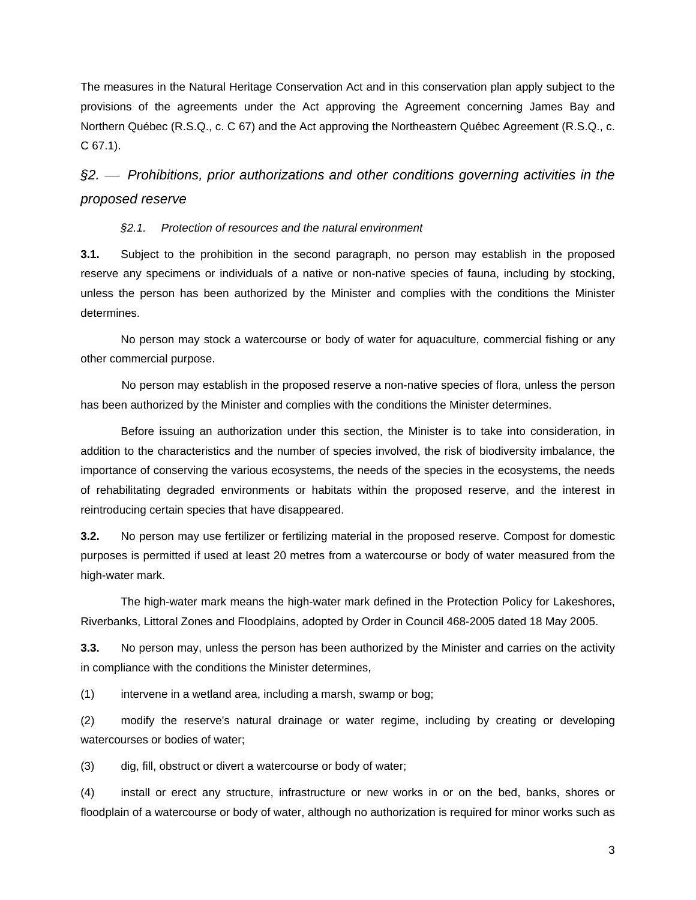The measures in the Natural Heritage Conservation Act and in this conservation plan apply subject to the provisions of the agreements under the Act approving the Agreement concerning James Bay and Northern Québec (R.S.Q., c. C 67) and the Act approving the Northeastern Québec Agreement (R.S.Q., c. C 67.1).

## *§2. — Prohibitions, prior authorizations and other conditions governing activities in the proposed reserve*

### *§2.1. Protection of resources and the natural environment*

**3.1.** Subject to the prohibition in the second paragraph, no person may establish in the proposed reserve any specimens or individuals of a native or non-native species of fauna, including by stocking, unless the person has been authorized by the Minister and complies with the conditions the Minister determines.

No person may stock a watercourse or body of water for aquaculture, commercial fishing or any other commercial purpose.

No person may establish in the proposed reserve a non-native species of flora, unless the person has been authorized by the Minister and complies with the conditions the Minister determines.

Before issuing an authorization under this section, the Minister is to take into consideration, in addition to the characteristics and the number of species involved, the risk of biodiversity imbalance, the importance of conserving the various ecosystems, the needs of the species in the ecosystems, the needs of rehabilitating degraded environments or habitats within the proposed reserve, and the interest in reintroducing certain species that have disappeared.

**3.2.** No person may use fertilizer or fertilizing material in the proposed reserve. Compost for domestic purposes is permitted if used at least 20 metres from a watercourse or body of water measured from the high-water mark.

The high-water mark means the high-water mark defined in the Protection Policy for Lakeshores, Riverbanks, Littoral Zones and Floodplains, adopted by Order in Council 468-2005 dated 18 May 2005.

**3.3.** No person may, unless the person has been authorized by the Minister and carries on the activity in compliance with the conditions the Minister determines,

(1) intervene in a wetland area, including a marsh, swamp or bog;

(2) modify the reserve's natural drainage or water regime, including by creating or developing watercourses or bodies of water;

(3) dig, fill, obstruct or divert a watercourse or body of water;

(4) install or erect any structure, infrastructure or new works in or on the bed, banks, shores or floodplain of a watercourse or body of water, although no authorization is required for minor works such as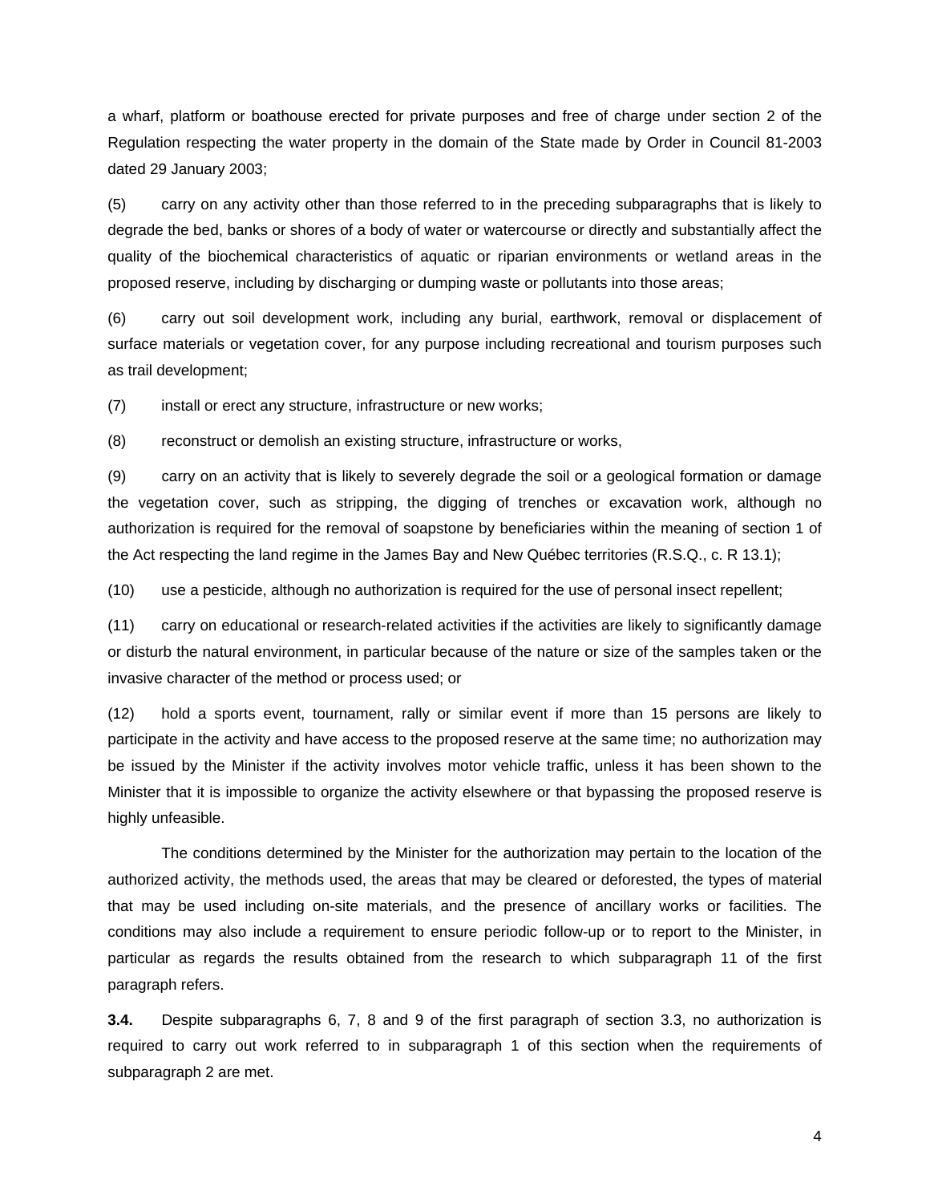a wharf, platform or boathouse erected for private purposes and free of charge under section 2 of the Regulation respecting the water property in the domain of the State made by Order in Council 81-2003 dated 29 January 2003;

(5) carry on any activity other than those referred to in the preceding subparagraphs that is likely to degrade the bed, banks or shores of a body of water or watercourse or directly and substantially affect the quality of the biochemical characteristics of aquatic or riparian environments or wetland areas in the proposed reserve, including by discharging or dumping waste or pollutants into those areas;

(6) carry out soil development work, including any burial, earthwork, removal or displacement of surface materials or vegetation cover, for any purpose including recreational and tourism purposes such as trail development;

(7) install or erect any structure, infrastructure or new works;

(8) reconstruct or demolish an existing structure, infrastructure or works,

(9) carry on an activity that is likely to severely degrade the soil or a geological formation or damage the vegetation cover, such as stripping, the digging of trenches or excavation work, although no authorization is required for the removal of soapstone by beneficiaries within the meaning of section 1 of the Act respecting the land regime in the James Bay and New Québec territories (R.S.Q., c. R 13.1);

(10) use a pesticide, although no authorization is required for the use of personal insect repellent;

(11) carry on educational or research-related activities if the activities are likely to significantly damage or disturb the natural environment, in particular because of the nature or size of the samples taken or the invasive character of the method or process used; or

(12) hold a sports event, tournament, rally or similar event if more than 15 persons are likely to participate in the activity and have access to the proposed reserve at the same time; no authorization may be issued by the Minister if the activity involves motor vehicle traffic, unless it has been shown to the Minister that it is impossible to organize the activity elsewhere or that bypassing the proposed reserve is highly unfeasible.

The conditions determined by the Minister for the authorization may pertain to the location of the authorized activity, the methods used, the areas that may be cleared or deforested, the types of material that may be used including on-site materials, and the presence of ancillary works or facilities. The conditions may also include a requirement to ensure periodic follow-up or to report to the Minister, in particular as regards the results obtained from the research to which subparagraph 11 of the first paragraph refers.

**3.4.** Despite subparagraphs 6, 7, 8 and 9 of the first paragraph of section 3.3, no authorization is required to carry out work referred to in subparagraph 1 of this section when the requirements of subparagraph 2 are met.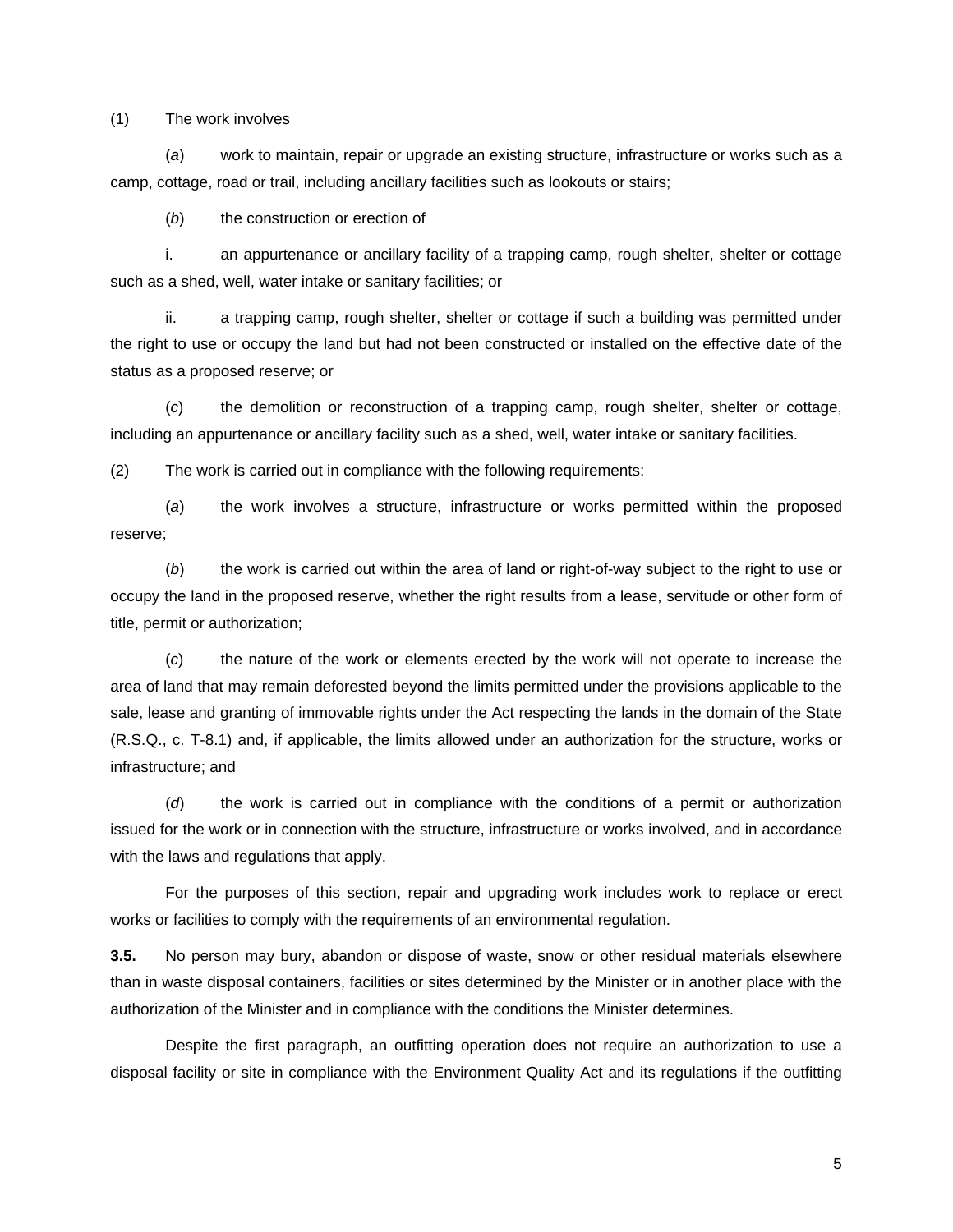(1) The work involves

(*a*) work to maintain, repair or upgrade an existing structure, infrastructure or works such as a camp, cottage, road or trail, including ancillary facilities such as lookouts or stairs;

(*b*) the construction or erection of

i. an appurtenance or ancillary facility of a trapping camp, rough shelter, shelter or cottage such as a shed, well, water intake or sanitary facilities; or

ii. a trapping camp, rough shelter, shelter or cottage if such a building was permitted under the right to use or occupy the land but had not been constructed or installed on the effective date of the status as a proposed reserve; or

(*c*) the demolition or reconstruction of a trapping camp, rough shelter, shelter or cottage, including an appurtenance or ancillary facility such as a shed, well, water intake or sanitary facilities.

(2) The work is carried out in compliance with the following requirements:

(*a*) the work involves a structure, infrastructure or works permitted within the proposed reserve;

(*b*) the work is carried out within the area of land or right-of-way subject to the right to use or occupy the land in the proposed reserve, whether the right results from a lease, servitude or other form of title, permit or authorization;

(*c*) the nature of the work or elements erected by the work will not operate to increase the area of land that may remain deforested beyond the limits permitted under the provisions applicable to the sale, lease and granting of immovable rights under the Act respecting the lands in the domain of the State (R.S.Q., c. T-8.1) and, if applicable, the limits allowed under an authorization for the structure, works or infrastructure; and

(*d*) the work is carried out in compliance with the conditions of a permit or authorization issued for the work or in connection with the structure, infrastructure or works involved, and in accordance with the laws and regulations that apply.

For the purposes of this section, repair and upgrading work includes work to replace or erect works or facilities to comply with the requirements of an environmental regulation.

**3.5.** No person may bury, abandon or dispose of waste, snow or other residual materials elsewhere than in waste disposal containers, facilities or sites determined by the Minister or in another place with the authorization of the Minister and in compliance with the conditions the Minister determines.

Despite the first paragraph, an outfitting operation does not require an authorization to use a disposal facility or site in compliance with the Environment Quality Act and its regulations if the outfitting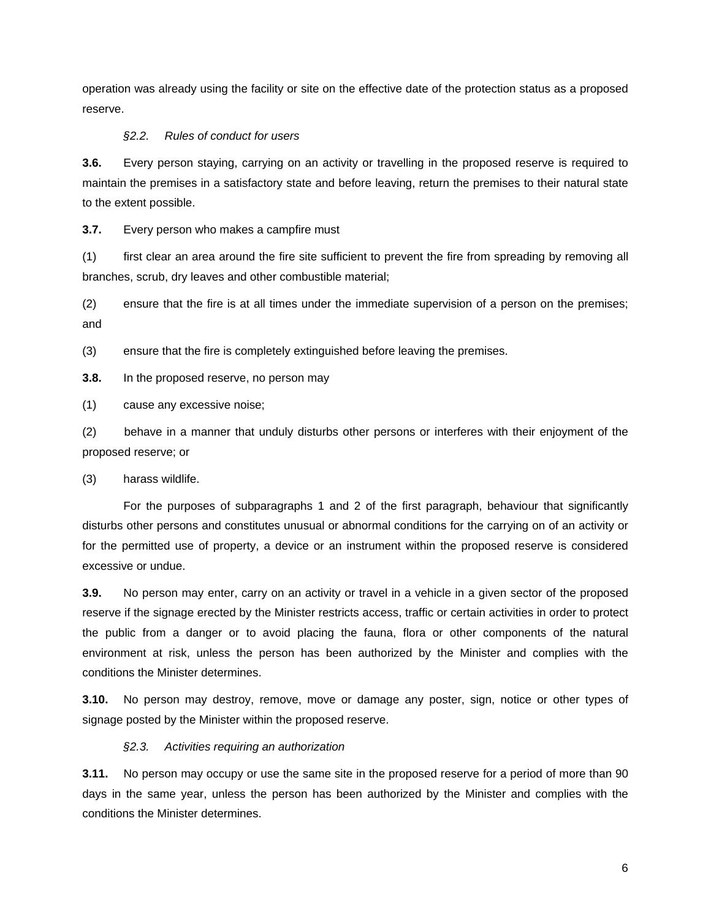operation was already using the facility or site on the effective date of the protection status as a proposed reserve.

*§2.2. Rules of conduct for users*

**3.6.** Every person staying, carrying on an activity or travelling in the proposed reserve is required to maintain the premises in a satisfactory state and before leaving, return the premises to their natural state to the extent possible.

**3.7.** Every person who makes a campfire must

(1) first clear an area around the fire site sufficient to prevent the fire from spreading by removing all branches, scrub, dry leaves and other combustible material;

(2) ensure that the fire is at all times under the immediate supervision of a person on the premises; and

(3) ensure that the fire is completely extinguished before leaving the premises.

**3.8.** In the proposed reserve, no person may

(1) cause any excessive noise;

(2) behave in a manner that unduly disturbs other persons or interferes with their enjoyment of the proposed reserve; or

(3) harass wildlife.

For the purposes of subparagraphs 1 and 2 of the first paragraph, behaviour that significantly disturbs other persons and constitutes unusual or abnormal conditions for the carrying on of an activity or for the permitted use of property, a device or an instrument within the proposed reserve is considered excessive or undue.

**3.9.** No person may enter, carry on an activity or travel in a vehicle in a given sector of the proposed reserve if the signage erected by the Minister restricts access, traffic or certain activities in order to protect the public from a danger or to avoid placing the fauna, flora or other components of the natural environment at risk, unless the person has been authorized by the Minister and complies with the conditions the Minister determines.

**3.10.** No person may destroy, remove, move or damage any poster, sign, notice or other types of signage posted by the Minister within the proposed reserve.

*§2.3. Activities requiring an authorization*

**3.11.** No person may occupy or use the same site in the proposed reserve for a period of more than 90 days in the same year, unless the person has been authorized by the Minister and complies with the conditions the Minister determines.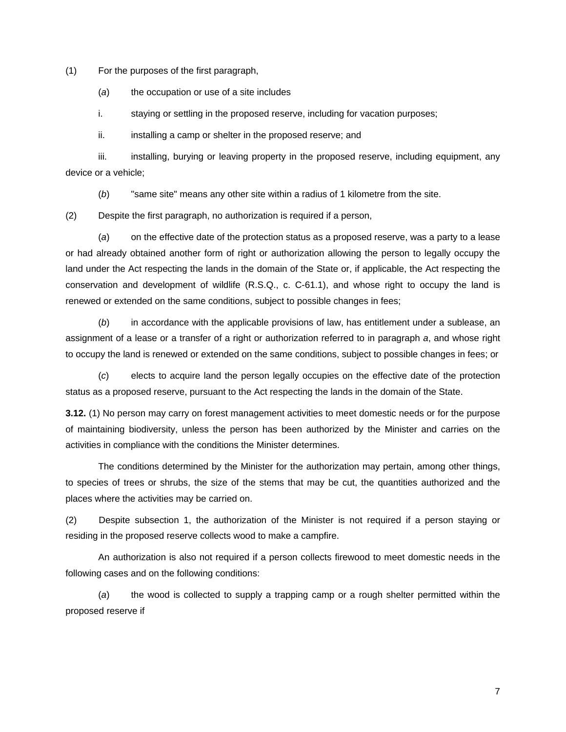(1) For the purposes of the first paragraph,

(*a*) the occupation or use of a site includes

i. staying or settling in the proposed reserve, including for vacation purposes;

ii. installing a camp or shelter in the proposed reserve; and

iii. installing, burying or leaving property in the proposed reserve, including equipment, any device or a vehicle;

(*b*) "same site" means any other site within a radius of 1 kilometre from the site.

(2) Despite the first paragraph, no authorization is required if a person,

(*a*) on the effective date of the protection status as a proposed reserve, was a party to a lease or had already obtained another form of right or authorization allowing the person to legally occupy the land under the Act respecting the lands in the domain of the State or, if applicable, the Act respecting the conservation and development of wildlife (R.S.Q., c. C-61.1), and whose right to occupy the land is renewed or extended on the same conditions, subject to possible changes in fees;

(*b*) in accordance with the applicable provisions of law, has entitlement under a sublease, an assignment of a lease or a transfer of a right or authorization referred to in paragraph *a*, and whose right to occupy the land is renewed or extended on the same conditions, subject to possible changes in fees; or

(*c*) elects to acquire land the person legally occupies on the effective date of the protection status as a proposed reserve, pursuant to the Act respecting the lands in the domain of the State.

**3.12.** (1) No person may carry on forest management activities to meet domestic needs or for the purpose of maintaining biodiversity, unless the person has been authorized by the Minister and carries on the activities in compliance with the conditions the Minister determines.

The conditions determined by the Minister for the authorization may pertain, among other things, to species of trees or shrubs, the size of the stems that may be cut, the quantities authorized and the places where the activities may be carried on.

(2) Despite subsection 1, the authorization of the Minister is not required if a person staying or residing in the proposed reserve collects wood to make a campfire.

An authorization is also not required if a person collects firewood to meet domestic needs in the following cases and on the following conditions:

(*a*) the wood is collected to supply a trapping camp or a rough shelter permitted within the proposed reserve if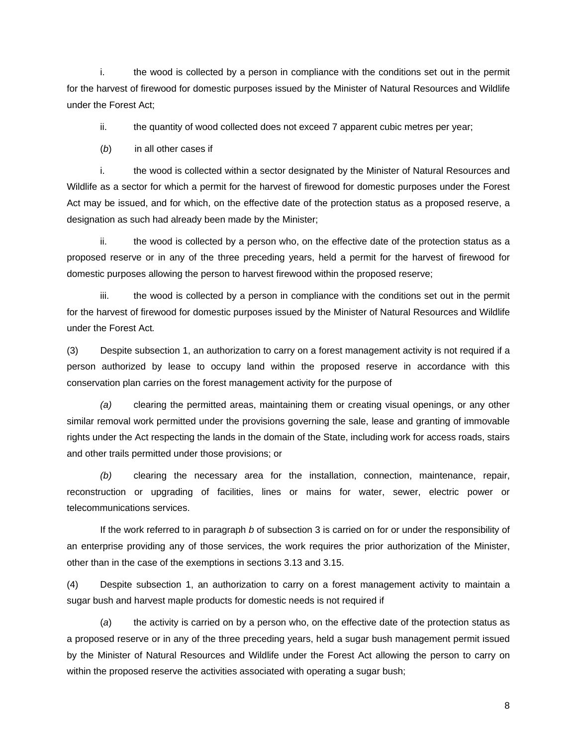i. the wood is collected by a person in compliance with the conditions set out in the permit for the harvest of firewood for domestic purposes issued by the Minister of Natural Resources and Wildlife under the Forest Act;

ii. the quantity of wood collected does not exceed 7 apparent cubic metres per year;

(*b*) in all other cases if

i. the wood is collected within a sector designated by the Minister of Natural Resources and Wildlife as a sector for which a permit for the harvest of firewood for domestic purposes under the Forest Act may be issued, and for which, on the effective date of the protection status as a proposed reserve, a designation as such had already been made by the Minister;

ii. the wood is collected by a person who, on the effective date of the protection status as a proposed reserve or in any of the three preceding years, held a permit for the harvest of firewood for domestic purposes allowing the person to harvest firewood within the proposed reserve;

iii. the wood is collected by a person in compliance with the conditions set out in the permit for the harvest of firewood for domestic purposes issued by the Minister of Natural Resources and Wildlife under the Forest Act*.*

(3) Despite subsection 1, an authorization to carry on a forest management activity is not required if a person authorized by lease to occupy land within the proposed reserve in accordance with this conservation plan carries on the forest management activity for the purpose of

*(a)* clearing the permitted areas, maintaining them or creating visual openings, or any other similar removal work permitted under the provisions governing the sale, lease and granting of immovable rights under the Act respecting the lands in the domain of the State, including work for access roads, stairs and other trails permitted under those provisions; or

*(b)* clearing the necessary area for the installation, connection, maintenance, repair, reconstruction or upgrading of facilities, lines or mains for water, sewer, electric power or telecommunications services.

If the work referred to in paragraph *b* of subsection 3 is carried on for or under the responsibility of an enterprise providing any of those services, the work requires the prior authorization of the Minister, other than in the case of the exemptions in sections 3.13 and 3.15.

(4) Despite subsection 1, an authorization to carry on a forest management activity to maintain a sugar bush and harvest maple products for domestic needs is not required if

(*a*) the activity is carried on by a person who, on the effective date of the protection status as a proposed reserve or in any of the three preceding years, held a sugar bush management permit issued by the Minister of Natural Resources and Wildlife under the Forest Act allowing the person to carry on within the proposed reserve the activities associated with operating a sugar bush;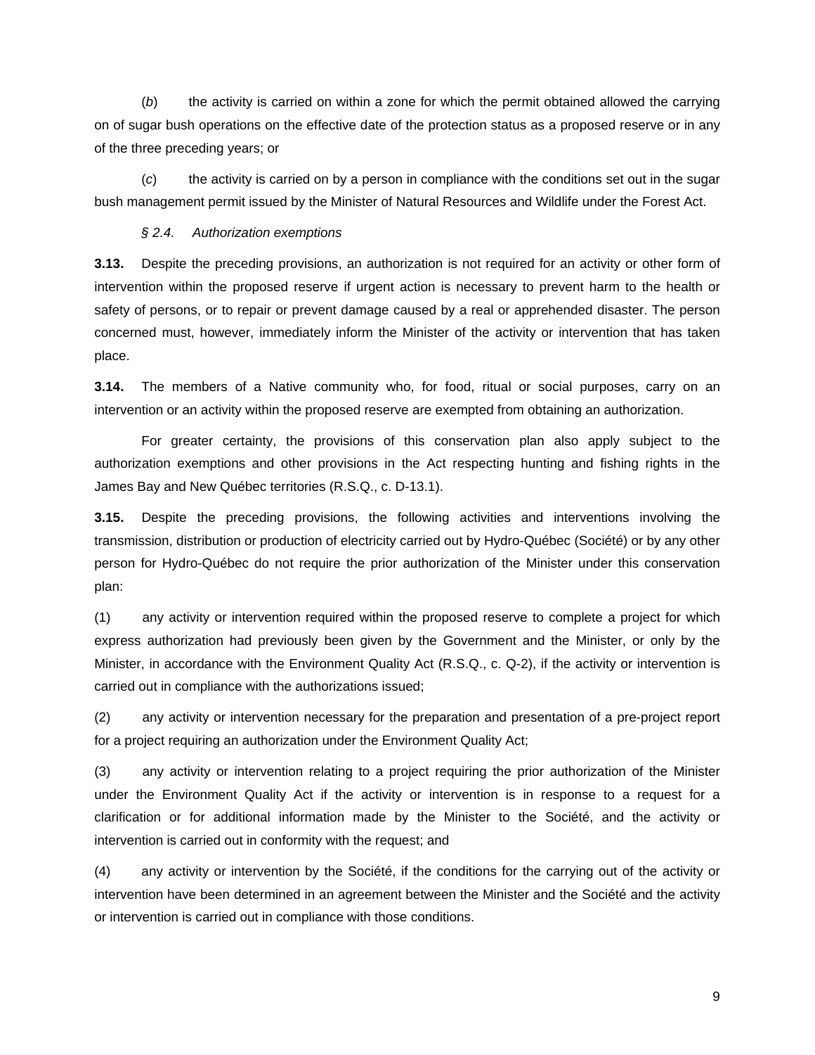(*b*) the activity is carried on within a zone for which the permit obtained allowed the carrying on of sugar bush operations on the effective date of the protection status as a proposed reserve or in any of the three preceding years; or

(*c*) the activity is carried on by a person in compliance with the conditions set out in the sugar bush management permit issued by the Minister of Natural Resources and Wildlife under the Forest Act.

*§ 2.4. Authorization exemptions*

**3.13.** Despite the preceding provisions, an authorization is not required for an activity or other form of intervention within the proposed reserve if urgent action is necessary to prevent harm to the health or safety of persons, or to repair or prevent damage caused by a real or apprehended disaster. The person concerned must, however, immediately inform the Minister of the activity or intervention that has taken place.

**3.14.** The members of a Native community who, for food, ritual or social purposes, carry on an intervention or an activity within the proposed reserve are exempted from obtaining an authorization.

For greater certainty, the provisions of this conservation plan also apply subject to the authorization exemptions and other provisions in the Act respecting hunting and fishing rights in the James Bay and New Québec territories (R.S.Q., c. D-13.1).

**3.15.** Despite the preceding provisions, the following activities and interventions involving the transmission, distribution or production of electricity carried out by Hydro-Québec (Société) or by any other person for Hydro-Québec do not require the prior authorization of the Minister under this conservation plan:

(1) any activity or intervention required within the proposed reserve to complete a project for which express authorization had previously been given by the Government and the Minister, or only by the Minister, in accordance with the Environment Quality Act (R.S.Q., c. Q-2), if the activity or intervention is carried out in compliance with the authorizations issued;

(2) any activity or intervention necessary for the preparation and presentation of a pre-project report for a project requiring an authorization under the Environment Quality Act;

(3) any activity or intervention relating to a project requiring the prior authorization of the Minister under the Environment Quality Act if the activity or intervention is in response to a request for a clarification or for additional information made by the Minister to the Société, and the activity or intervention is carried out in conformity with the request; and

(4) any activity or intervention by the Société, if the conditions for the carrying out of the activity or intervention have been determined in an agreement between the Minister and the Société and the activity or intervention is carried out in compliance with those conditions.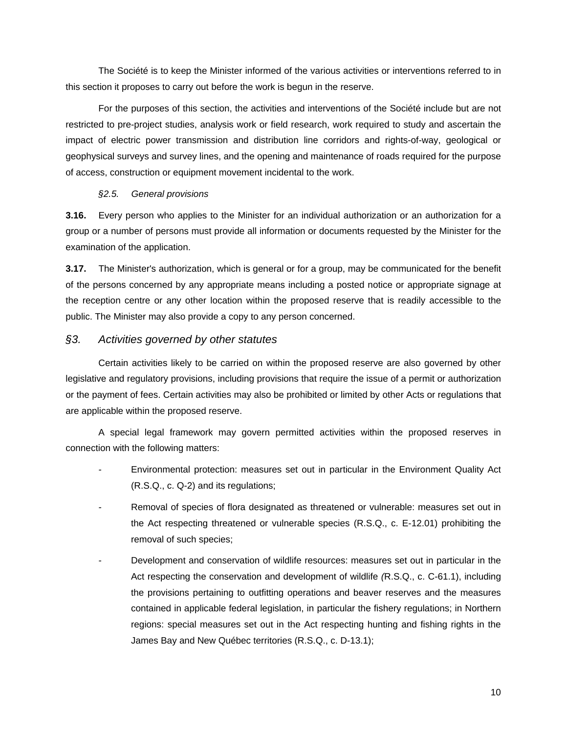The Société is to keep the Minister informed of the various activities or interventions referred to in this section it proposes to carry out before the work is begun in the reserve.

For the purposes of this section, the activities and interventions of the Société include but are not restricted to pre-project studies, analysis work or field research, work required to study and ascertain the impact of electric power transmission and distribution line corridors and rights-of-way, geological or geophysical surveys and survey lines, and the opening and maintenance of roads required for the purpose of access, construction or equipment movement incidental to the work.

*§2.5. General provisions*

**3.16.** Every person who applies to the Minister for an individual authorization or an authorization for a group or a number of persons must provide all information or documents requested by the Minister for the examination of the application.

**3.17.** The Minister's authorization, which is general or for a group, may be communicated for the benefit of the persons concerned by any appropriate means including a posted notice or appropriate signage at the reception centre or any other location within the proposed reserve that is readily accessible to the public. The Minister may also provide a copy to any person concerned.

## *§3. Activities governed by other statutes*

Certain activities likely to be carried on within the proposed reserve are also governed by other legislative and regulatory provisions, including provisions that require the issue of a permit or authorization or the payment of fees. Certain activities may also be prohibited or limited by other Acts or regulations that are applicable within the proposed reserve.

A special legal framework may govern permitted activities within the proposed reserves in connection with the following matters:

- Environmental protection: measures set out in particular in the Environment Quality Act (R.S.Q., c. Q-2) and its regulations;
- Removal of species of flora designated as threatened or vulnerable: measures set out in the Act respecting threatened or vulnerable species (R.S.Q., c. E-12.01) prohibiting the removal of such species;
- Development and conservation of wildlife resources: measures set out in particular in the Act respecting the conservation and development of wildlife (R.S.Q., c. C-61.1), including the provisions pertaining to outfitting operations and beaver reserves and the measures contained in applicable federal legislation, in particular the fishery regulations; in Northern regions: special measures set out in the Act respecting hunting and fishing rights in the James Bay and New Québec territories (R.S.Q., c. D-13.1);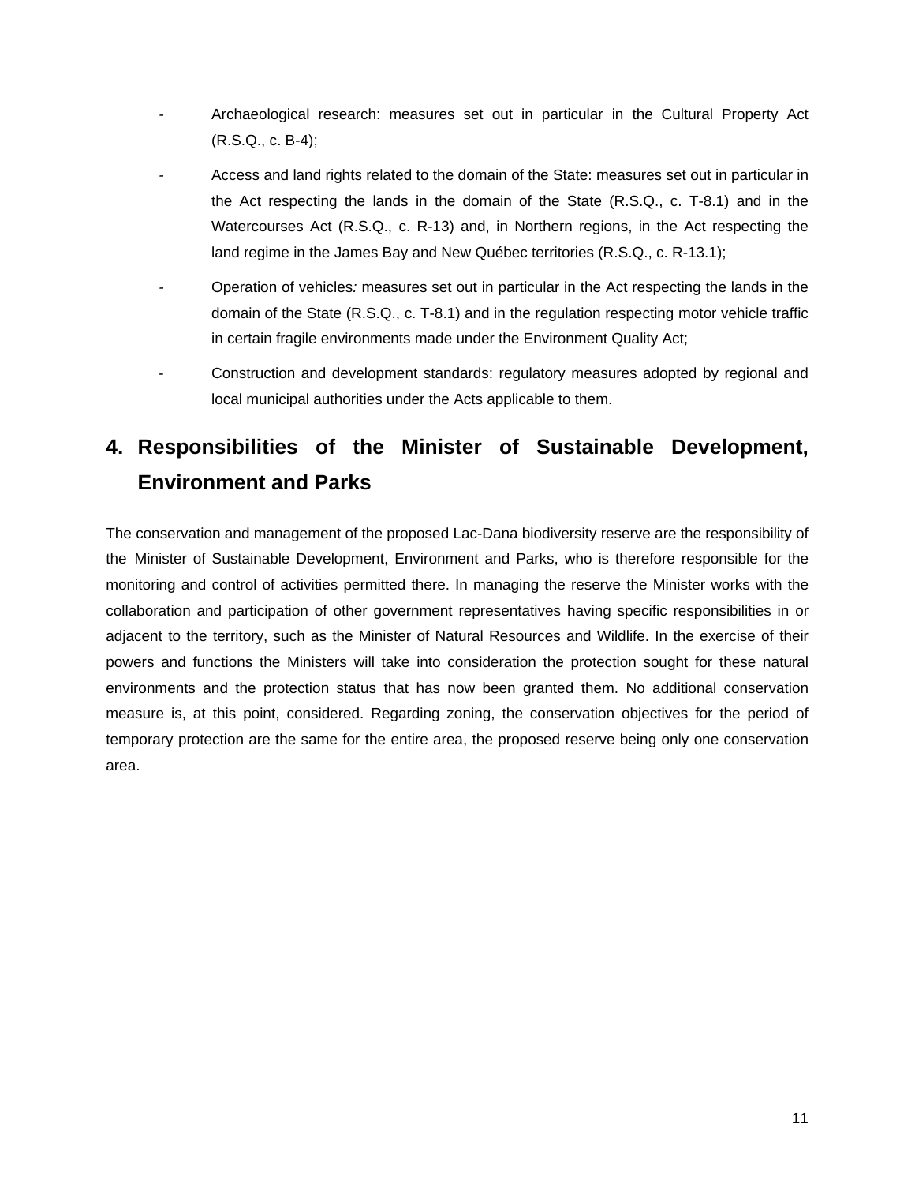- Archaeological research: measures set out in particular in the Cultural Property Act (R.S.Q., c. B-4);
- Access and land rights related to the domain of the State: measures set out in particular in the Act respecting the lands in the domain of the State (R.S.Q., c. T-8.1) and in the Watercourses Act (R.S.Q., c. R-13) and, in Northern regions, in the Act respecting the land regime in the James Bay and New Québec territories (R.S.Q., c. R-13.1);
- Operation of vehicles*:* measures set out in particular in the Act respecting the lands in the domain of the State (R.S.Q., c. T-8.1) and in the regulation respecting motor vehicle traffic in certain fragile environments made under the Environment Quality Act;
- Construction and development standards: regulatory measures adopted by regional and local municipal authorities under the Acts applicable to them.

## 4. Responsibilities of the Minister of Sustainable Development, Environment and Parks

The conservation and management of the proposed Lac-Dana biodiversity reserve are the responsibility of the Minister of Sustainable Development, Environment and Parks, who is therefore responsible for the monitoring and control of activities permitted there. In managing the reserve the Minister works with the collaboration and participation of other government representatives having specific responsibilities in or adjacent to the territory, such as the Minister of Natural Resources and Wildlife. In the exercise of their powers and functions the Ministers will take into consideration the protection sought for these natural environments and the protection status that has now been granted them. No additional conservation measure is, at this point, considered. Regarding zoning, the conservation objectives for the period of temporary protection are the same for the entire area, the proposed reserve being only one conservation area.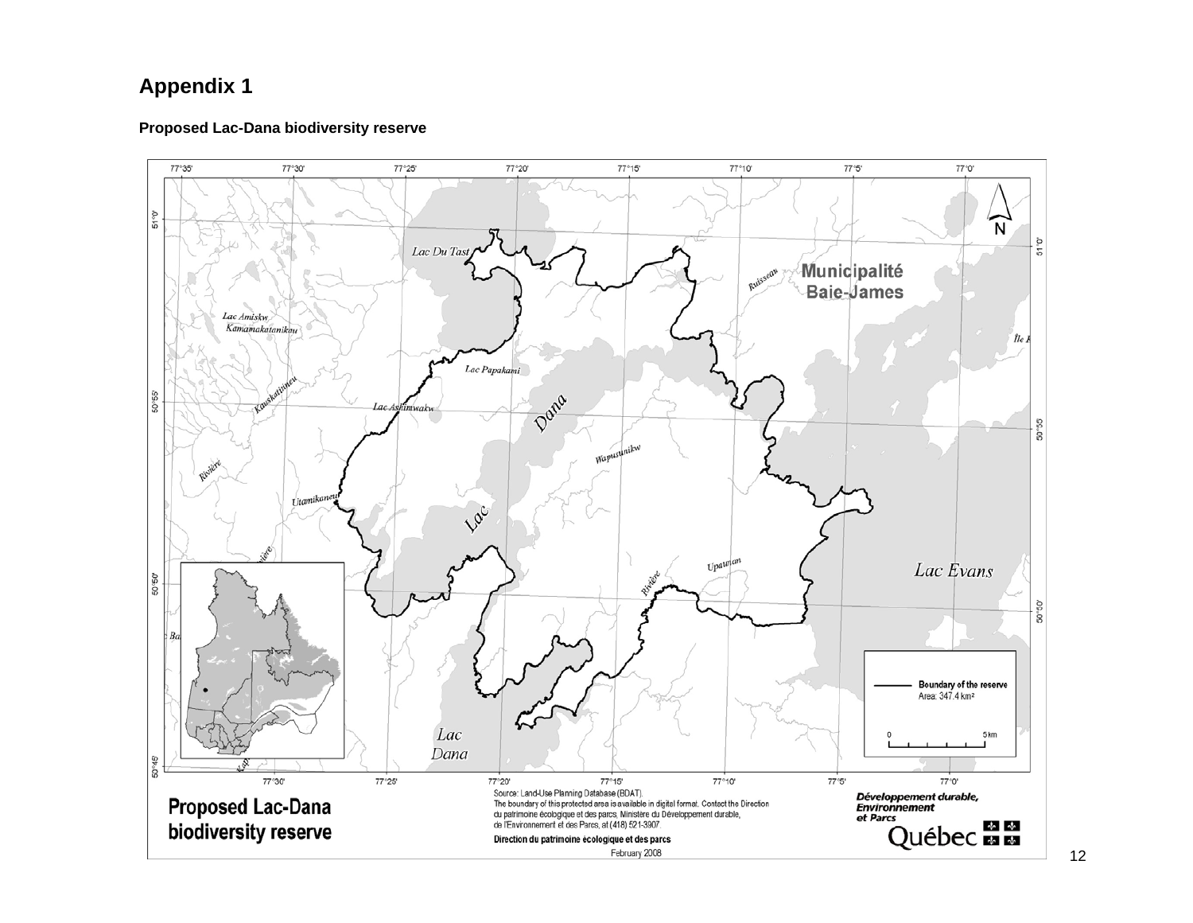# Appendix 1

**Proposed Lac-Dana biodiversity reserve**

77°35' 77°30' 77°25' 77°20' 77°15' 77°10' 77°5' 77°0'

51°0'

50°55'

50°50'

50°45'

Lac Du Tast

Municipalité Baie-James

Ruisseau

Lac Amiskw Kamamakatanikau

Île K

Lac Papakami

Kauskatitineu

Lac Ashimwakw

Dana

Wapusunikw

Rivière

Utamikaneu

Lac

Upatwan

Rivière

Lac Evans

Lac Dana

Boundary of the reserve
Area: 347.4 km²

0 5 km

**Proposed Lac-Dana biodiversity reserve**

Source: Land-Use Planning Database (BDAT).
The boundary of this protected area is available in digital format. Contact the Direction du patrimoine écologique et des parcs, Ministère du Développement durable, de l'Environnement et des Parcs, at (418) 521-3907.

Direction du patrimoine écologique et des parcs

February 2008

*Développement durable, Environnement et Parcs*

Québec